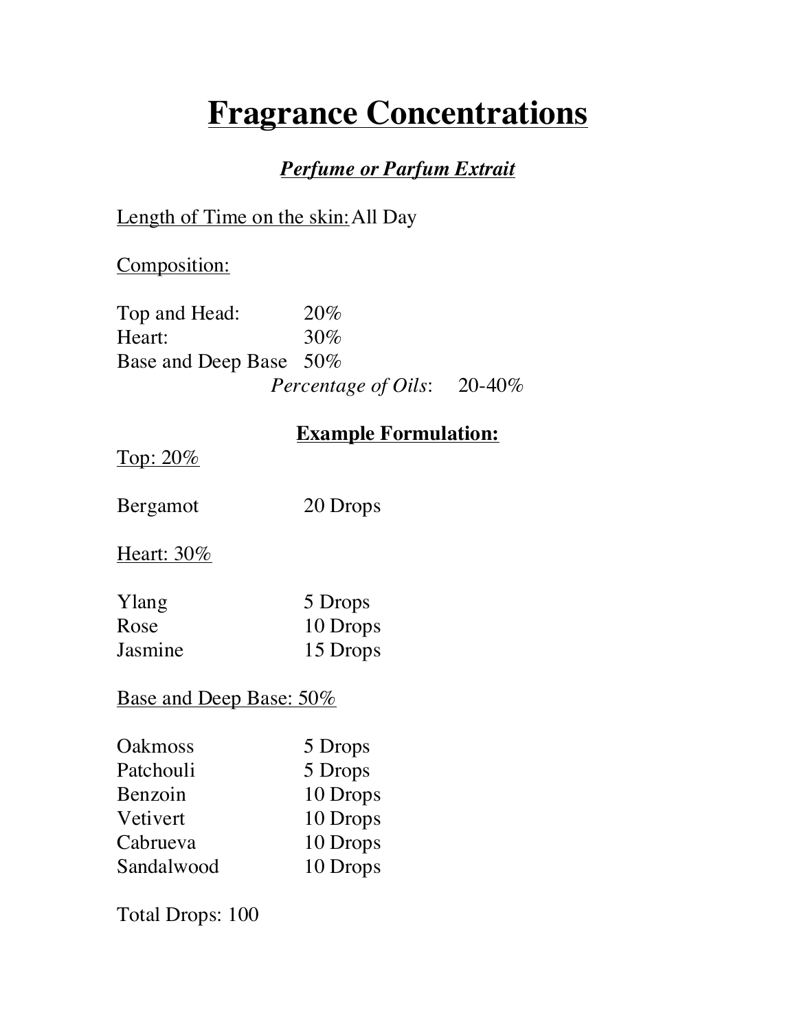# Fragrance Concentrations

## *Perfume or Parfum Extrait*

Length of Time on the skin: All Day

Composition:

Top and Head: 20%
Heart: 30%
Base and Deep Base 50%

*Percentage of Oils*: 20-40%

### Example Formulation:

Top: 20%

Bergamot 20 Drops

Heart: 30%

Ylang 5 Drops
Rose 10 Drops
Jasmine 15 Drops

Base and Deep Base: 50%

Oakmoss 5 Drops
Patchouli 5 Drops
Benzoin 10 Drops
Vetivert 10 Drops
Cabrueva 10 Drops
Sandalwood 10 Drops

Total Drops: 100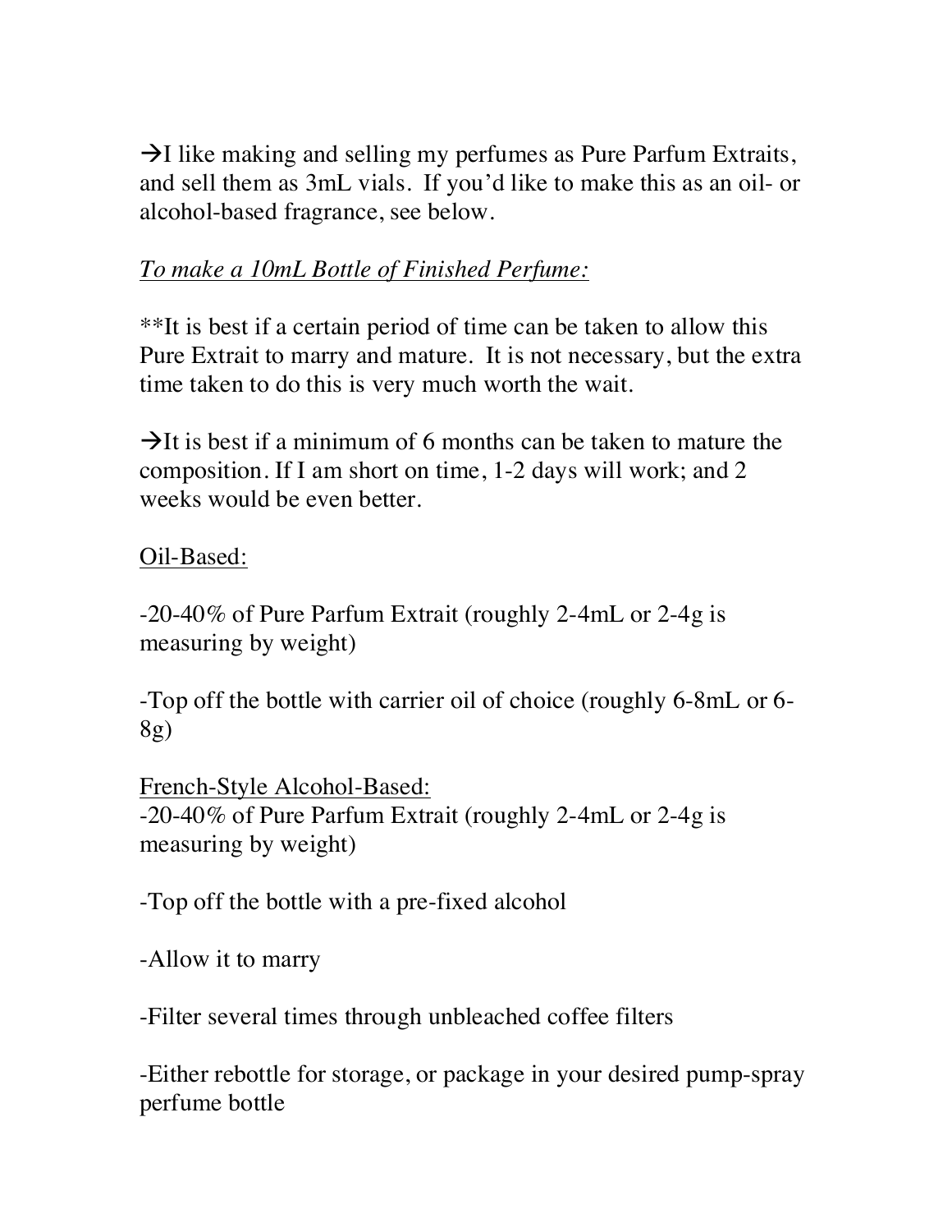→I like making and selling my perfumes as Pure Parfum Extraits, and sell them as 3mL vials. If you'd like to make this as an oil- or alcohol-based fragrance, see below.

*To make a 10mL Bottle of Finished Perfume:*

**It is best if a certain period of time can be taken to allow this Pure Extrait to marry and mature. It is not necessary, but the extra time taken to do this is very much worth the wait.

→It is best if a minimum of 6 months can be taken to mature the composition. If I am short on time, 1-2 days will work; and 2 weeks would be even better.

Oil-Based:

-20-40% of Pure Parfum Extrait (roughly 2-4mL or 2-4g is measuring by weight)

-Top off the bottle with carrier oil of choice (roughly 6-8mL or 6-8g)

French-Style Alcohol-Based:

-20-40% of Pure Parfum Extrait (roughly 2-4mL or 2-4g is measuring by weight)

-Top off the bottle with a pre-fixed alcohol

-Allow it to marry

-Filter several times through unbleached coffee filters

-Either rebottle for storage, or package in your desired pump-spray perfume bottle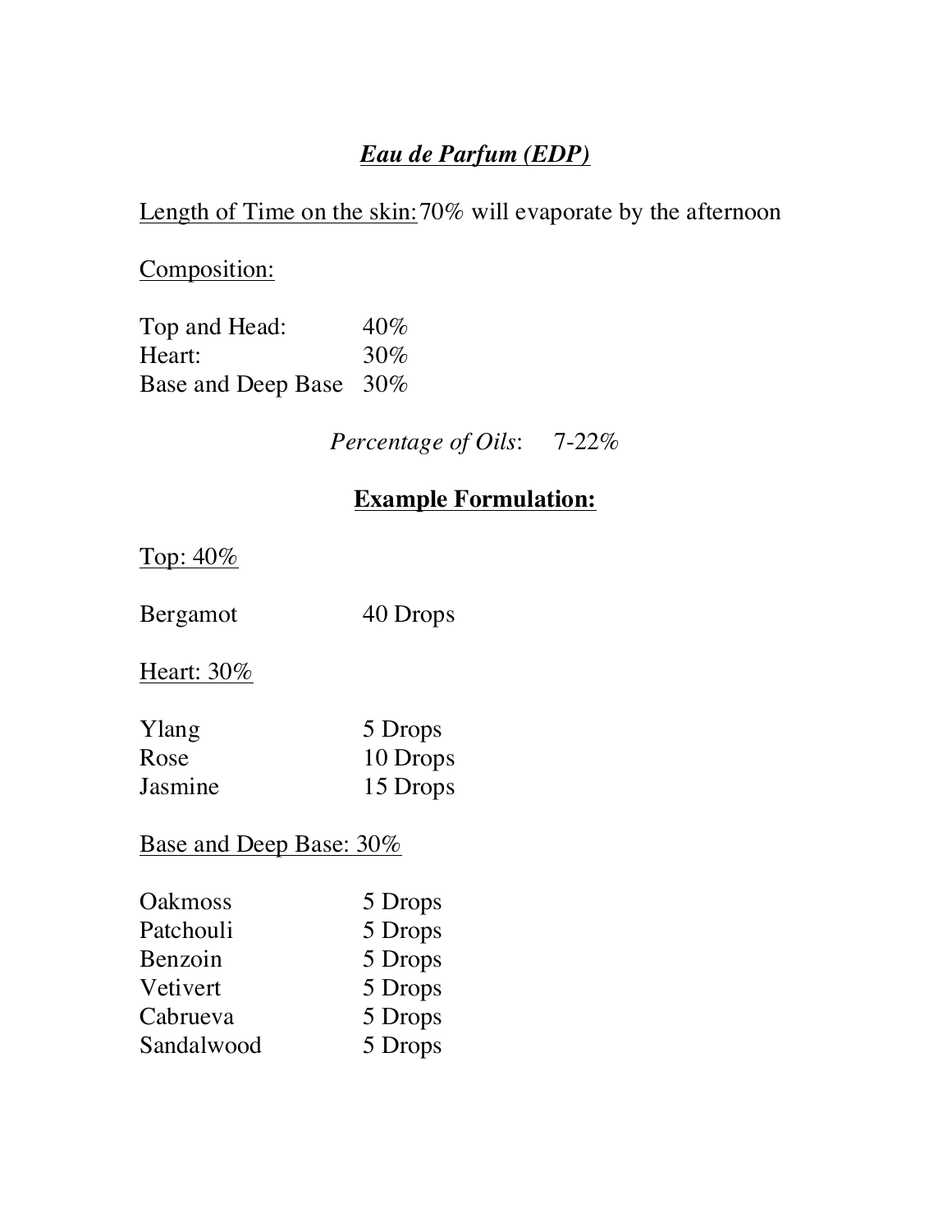# ***Eau de Parfum (EDP)***

Length of Time on the skin: 70% will evaporate by the afternoon

Composition:

| | |
|---|---|
| Top and Head: | 40% |
| Heart: | 30% |
| Base and Deep Base | 30% |

*Percentage of Oils*: 7-22%

## **Example Formulation:**

Top: 40%

| | |
|---|---|
| Bergamot | 40 Drops |

Heart: 30%

| | |
|---|---|
| Ylang | 5 Drops |
| Rose | 10 Drops |
| Jasmine | 15 Drops |

Base and Deep Base: 30%

| | |
|---|---|
| Oakmoss | 5 Drops |
| Patchouli | 5 Drops |
| Benzoin | 5 Drops |
| Vetivert | 5 Drops |
| Cabrueva | 5 Drops |
| Sandalwood | 5 Drops |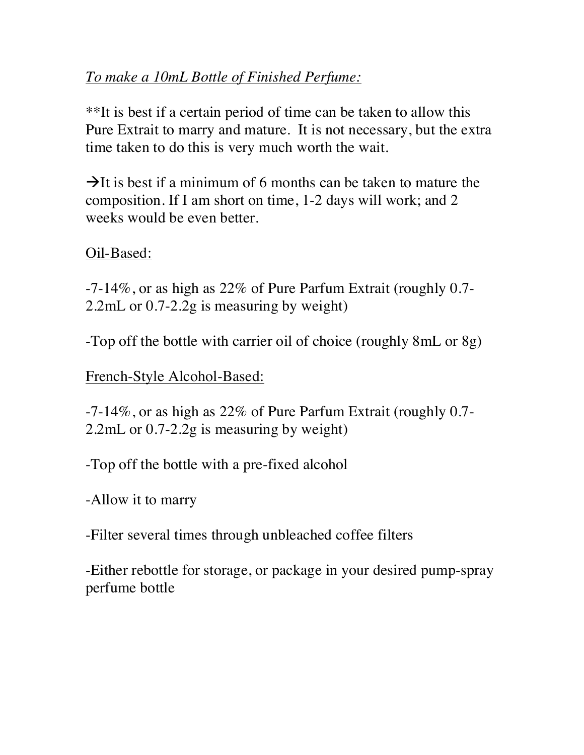*To make a 10mL Bottle of Finished Perfume:*

**It is best if a certain period of time can be taken to allow this Pure Extrait to marry and mature. It is not necessary, but the extra time taken to do this is very much worth the wait.

→It is best if a minimum of 6 months can be taken to mature the composition. If I am short on time, 1-2 days will work; and 2 weeks would be even better.

Oil-Based:

-7-14%, or as high as 22% of Pure Parfum Extrait (roughly 0.7-2.2mL or 0.7-2.2g is measuring by weight)

-Top off the bottle with carrier oil of choice (roughly 8mL or 8g)

French-Style Alcohol-Based:

-7-14%, or as high as 22% of Pure Parfum Extrait (roughly 0.7-2.2mL or 0.7-2.2g is measuring by weight)

-Top off the bottle with a pre-fixed alcohol

-Allow it to marry

-Filter several times through unbleached coffee filters

-Either rebottle for storage, or package in your desired pump-spray perfume bottle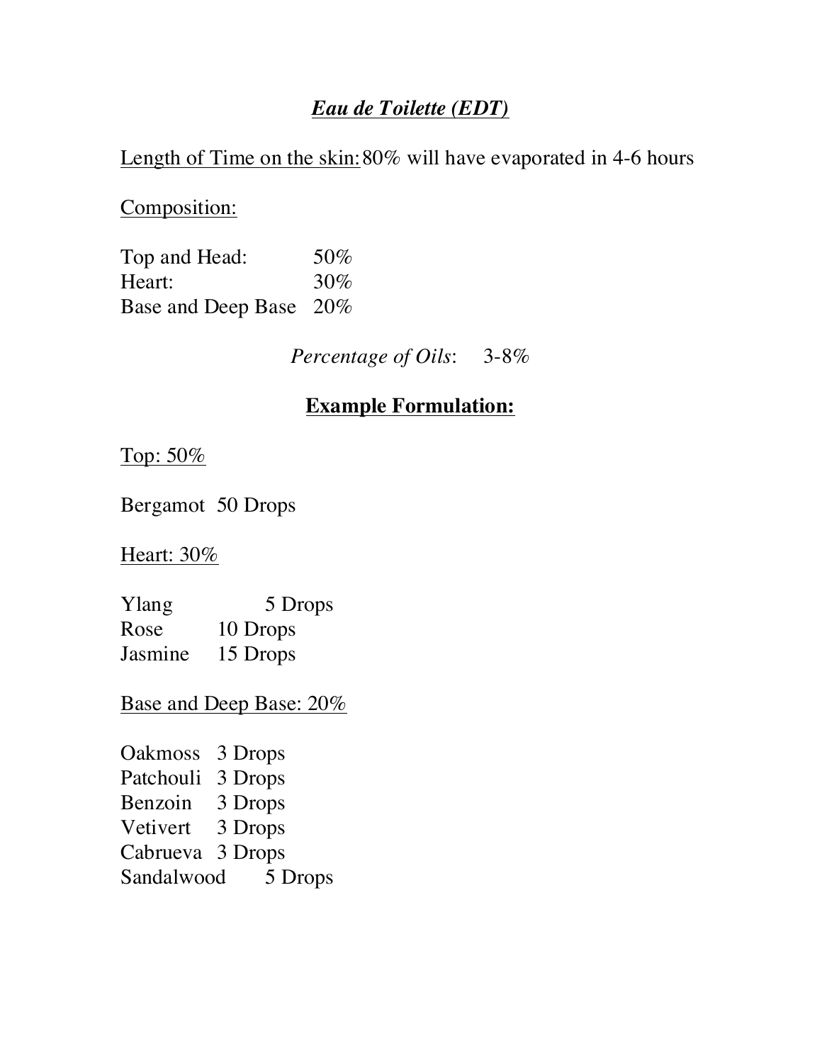## ***Eau de Toilette (EDT)***

<u>Length of Time on the skin:</u> 80% will have evaporated in 4-6 hours

<u>Composition:</u>

| | |
|---|---|
| Top and Head: | 50% |
| Heart: | 30% |
| Base and Deep Base | 20% |

*Percentage of Oils*: 3-8%

### <u>**Example Formulation:**</u>

<u>Top: 50%</u>

Bergamot 50 Drops

<u>Heart: 30%</u>

| | |
|---|---|
| Ylang | 5 Drops |
| Rose | 10 Drops |
| Jasmine | 15 Drops |

<u>Base and Deep Base: 20%</u>

| | |
|---|---|
| Oakmoss | 3 Drops |
| Patchouli | 3 Drops |
| Benzoin | 3 Drops |
| Vetivert | 3 Drops |
| Cabrueva | 3 Drops |
| Sandalwood | 5 Drops |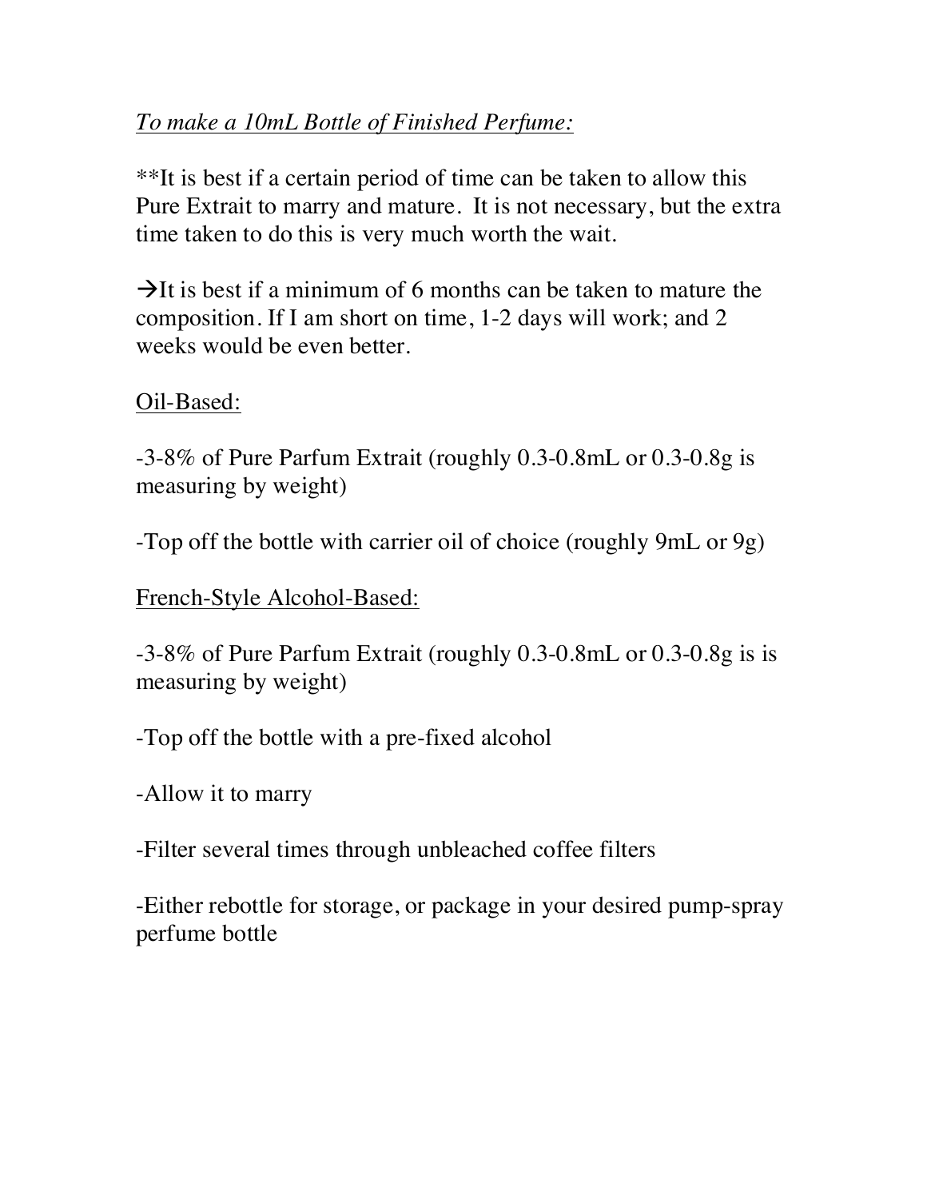*<u>To make a 10mL Bottle of Finished Perfume:</u>*

**It is best if a certain period of time can be taken to allow this Pure Extrait to marry and mature. It is not necessary, but the extra time taken to do this is very much worth the wait.

→It is best if a minimum of 6 months can be taken to mature the composition. If I am short on time, 1-2 days will work; and 2 weeks would be even better.

<u>Oil-Based:</u>

-3-8% of Pure Parfum Extrait (roughly 0.3-0.8mL or 0.3-0.8g is measuring by weight)

-Top off the bottle with carrier oil of choice (roughly 9mL or 9g)

<u>French-Style Alcohol-Based:</u>

-3-8% of Pure Parfum Extrait (roughly 0.3-0.8mL or 0.3-0.8g is is measuring by weight)

-Top off the bottle with a pre-fixed alcohol

-Allow it to marry

-Filter several times through unbleached coffee filters

-Either rebottle for storage, or package in your desired pump-spray perfume bottle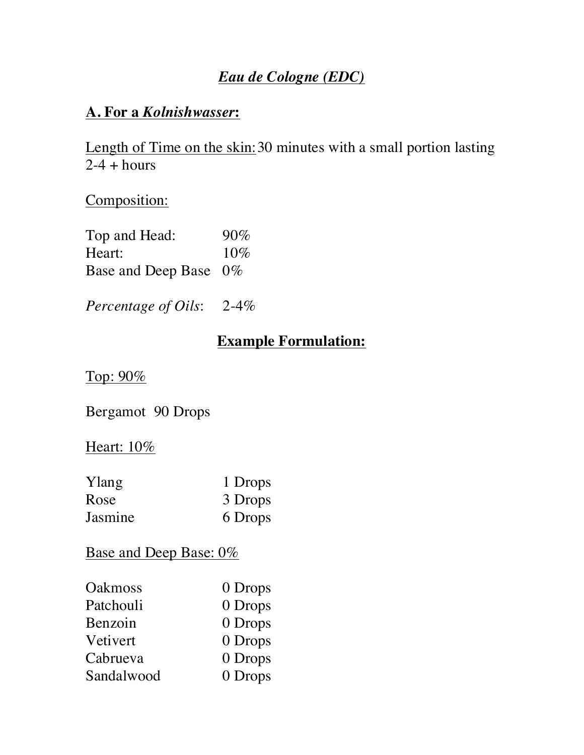# *Eau de Cologne (EDC)*

## A. For a *Kolnishwasser*:

Length of Time on the skin: 30 minutes with a small portion lasting 2-4 + hours

Composition:

| | |
|---|---|
| Top and Head: | 90% |
| Heart: | 10% |
| Base and Deep Base | 0% |

*Percentage of Oils*: 2-4%

## Example Formulation:

Top: 90%

Bergamot 90 Drops

Heart: 10%

| | |
|---|---|
| Ylang | 1 Drops |
| Rose | 3 Drops |
| Jasmine | 6 Drops |

Base and Deep Base: 0%

| | |
|---|---|
| Oakmoss | 0 Drops |
| Patchouli | 0 Drops |
| Benzoin | 0 Drops |
| Vetivert | 0 Drops |
| Cabrueva | 0 Drops |
| Sandalwood | 0 Drops |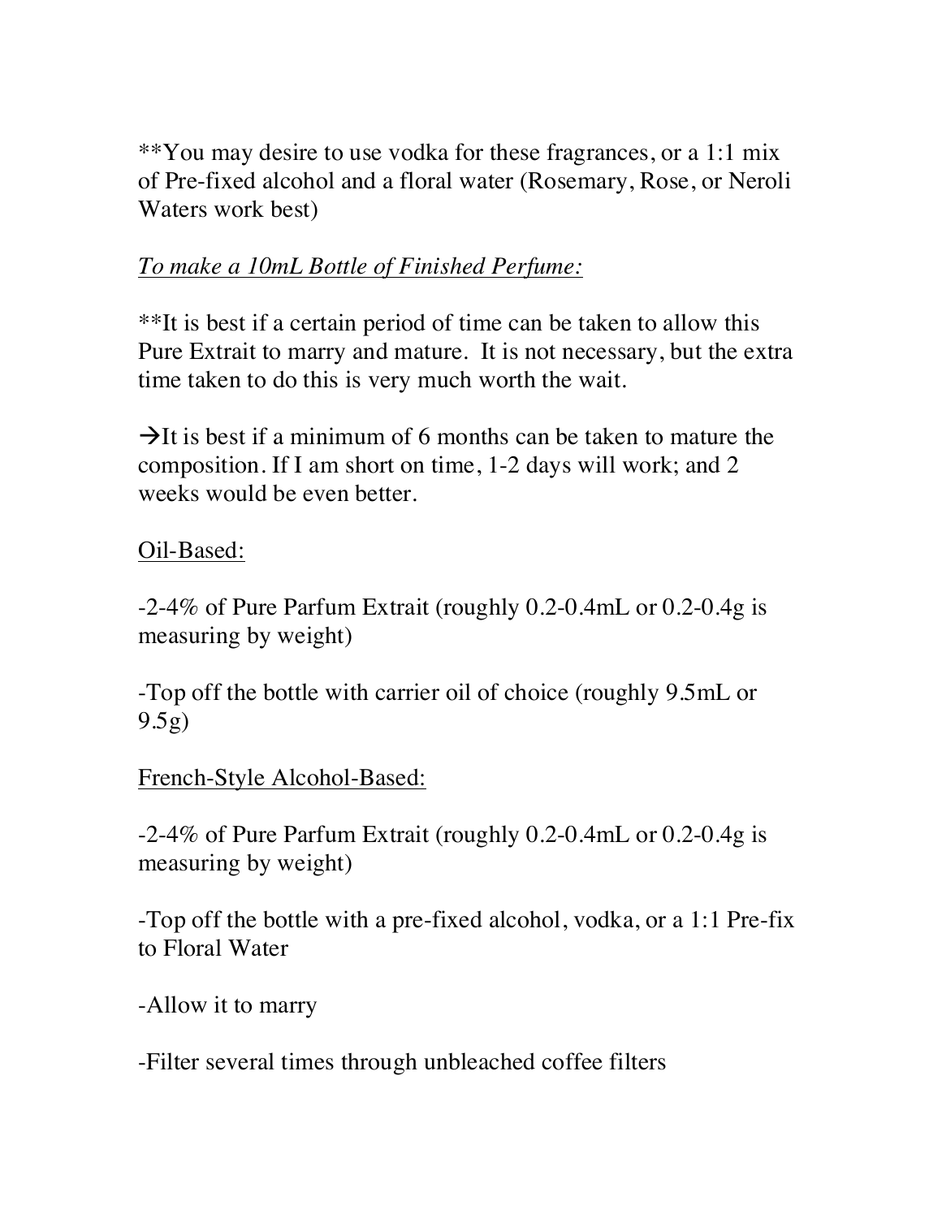**You may desire to use vodka for these fragrances, or a 1:1 mix of Pre-fixed alcohol and a floral water (Rosemary, Rose, or Neroli Waters work best)

*To make a 10mL Bottle of Finished Perfume:*

**It is best if a certain period of time can be taken to allow this Pure Extrait to marry and mature. It is not necessary, but the extra time taken to do this is very much worth the wait.

→It is best if a minimum of 6 months can be taken to mature the composition. If I am short on time, 1-2 days will work; and 2 weeks would be even better.

Oil-Based:

-2-4% of Pure Parfum Extrait (roughly 0.2-0.4mL or 0.2-0.4g is measuring by weight)

-Top off the bottle with carrier oil of choice (roughly 9.5mL or 9.5g)

French-Style Alcohol-Based:

-2-4% of Pure Parfum Extrait (roughly 0.2-0.4mL or 0.2-0.4g is measuring by weight)

-Top off the bottle with a pre-fixed alcohol, vodka, or a 1:1 Pre-fix to Floral Water

-Allow it to marry

-Filter several times through unbleached coffee filters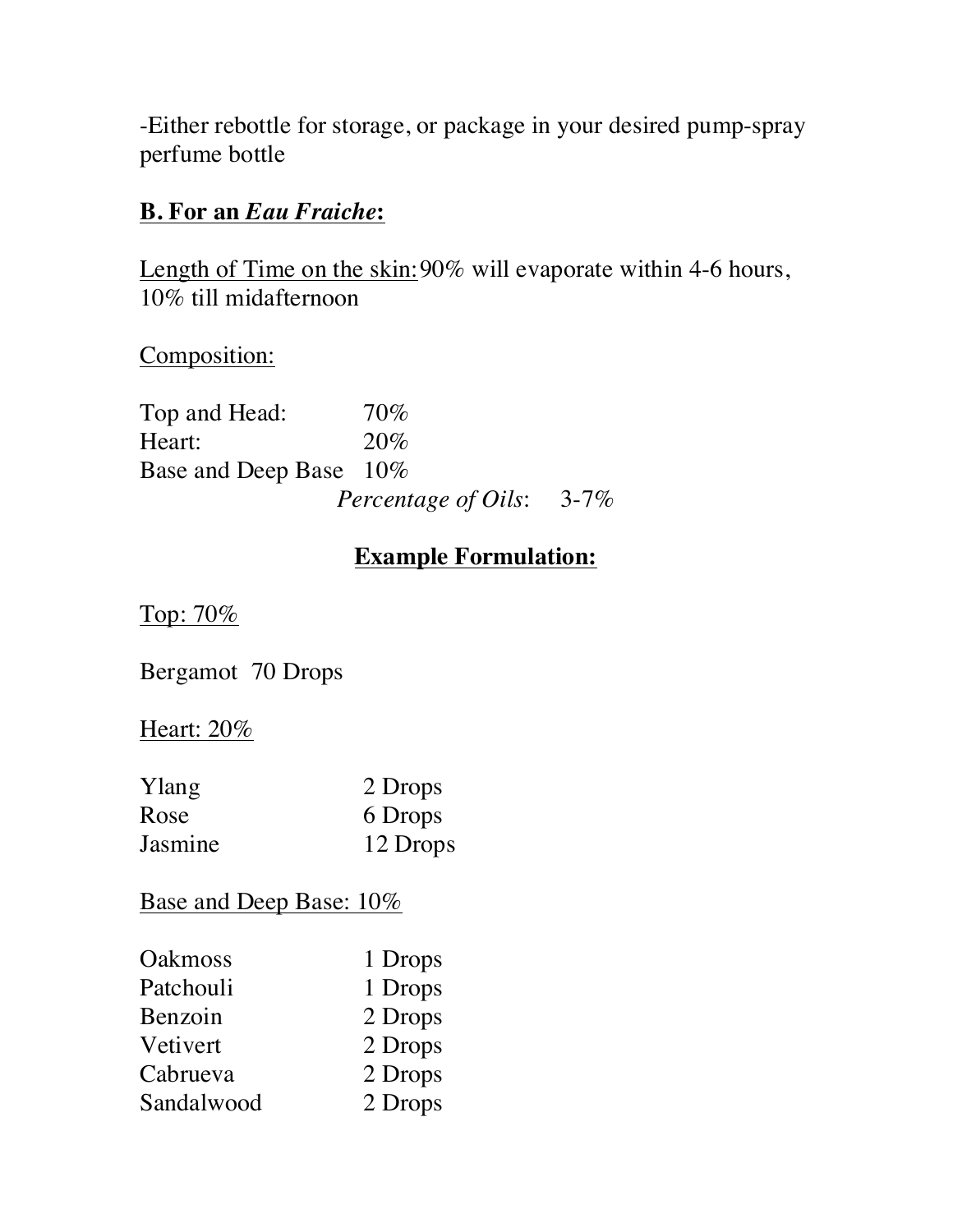-Either rebottle for storage, or package in your desired pump-spray perfume bottle

**<u>B. For an *Eau Fraiche*:</u>**

<u>Length of Time on the skin:</u> 90% will evaporate within 4-6 hours, 10% till midafternoon

<u>Composition:</u>

| | |
|---|---|
| Top and Head: | 70% |
| Heart: | 20% |
| Base and Deep Base | 10% |

*Percentage of Oils*: 3-7%

## <u>Example Formulation:</u>

<u>Top: 70%</u>

Bergamot 70 Drops

<u>Heart: 20%</u>

| | |
|---|---|
| Ylang | 2 Drops |
| Rose | 6 Drops |
| Jasmine | 12 Drops |

<u>Base and Deep Base: 10%</u>

| | |
|---|---|
| Oakmoss | 1 Drops |
| Patchouli | 1 Drops |
| Benzoin | 2 Drops |
| Vetivert | 2 Drops |
| Cabrueva | 2 Drops |
| Sandalwood | 2 Drops |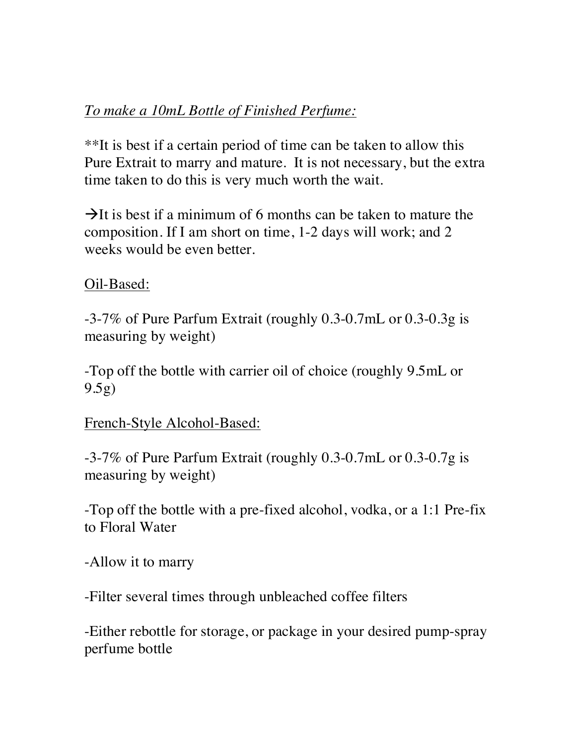*To make a 10mL Bottle of Finished Perfume:*

**It is best if a certain period of time can be taken to allow this Pure Extrait to marry and mature. It is not necessary, but the extra time taken to do this is very much worth the wait.

→It is best if a minimum of 6 months can be taken to mature the composition. If I am short on time, 1-2 days will work; and 2 weeks would be even better.

Oil-Based:

-3-7% of Pure Parfum Extrait (roughly 0.3-0.7mL or 0.3-0.3g is measuring by weight)

-Top off the bottle with carrier oil of choice (roughly 9.5mL or 9.5g)

French-Style Alcohol-Based:

-3-7% of Pure Parfum Extrait (roughly 0.3-0.7mL or 0.3-0.7g is measuring by weight)

-Top off the bottle with a pre-fixed alcohol, vodka, or a 1:1 Pre-fix to Floral Water

-Allow it to marry

-Filter several times through unbleached coffee filters

-Either rebottle for storage, or package in your desired pump-spray perfume bottle